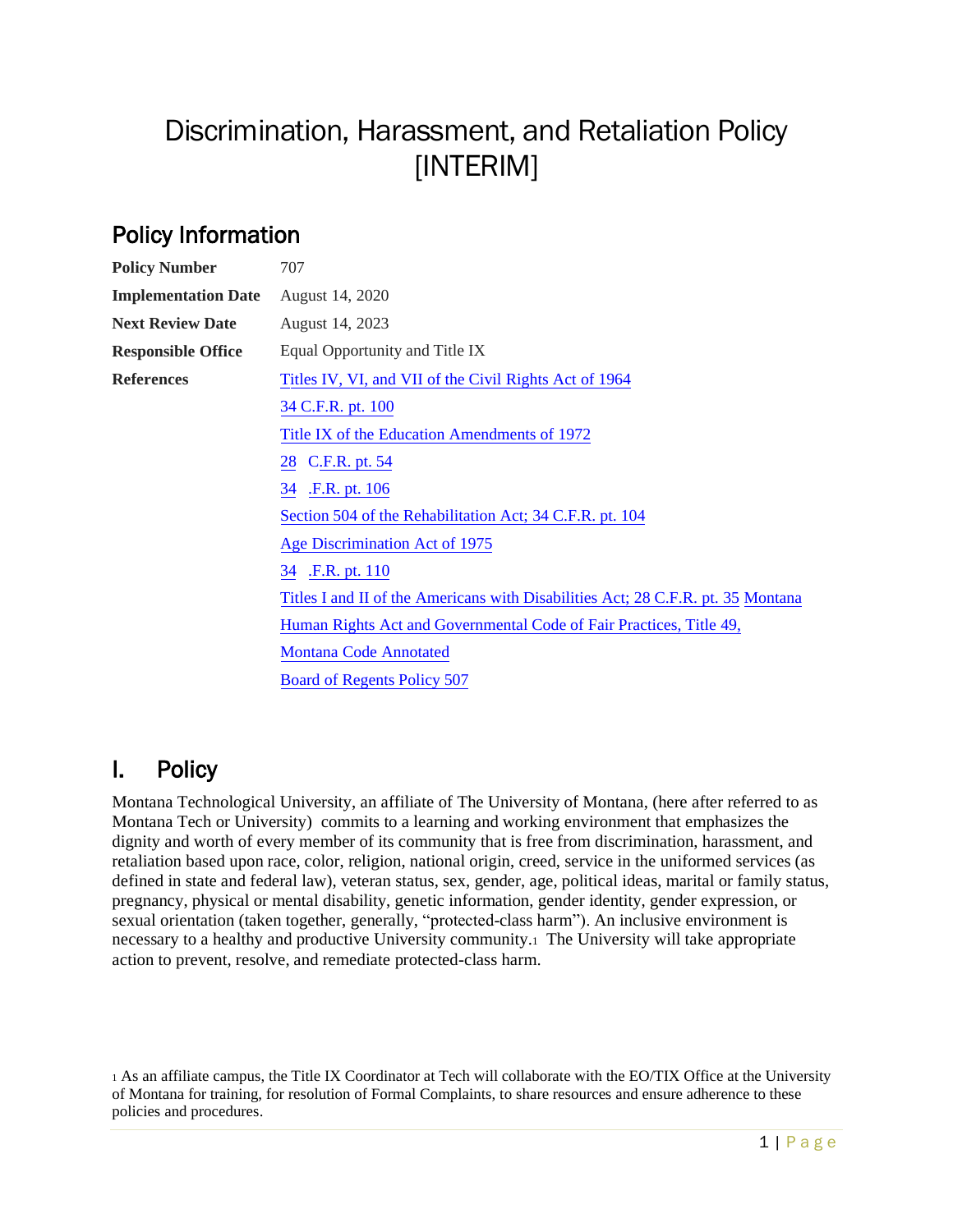# Discrimination, Harassment, and Retaliation Policy [INTERIM]

## Policy Information

| | |
|---|---|
| **Policy Number** | 707 |
| **Implementation Date** | August 14, 2020 |
| **Next Review Date** | August 14, 2023 |
| **Responsible Office** | Equal Opportunity and Title IX |
| **References** | Titles IV, VI, and VII of the Civil Rights Act of 1964<br>34 C.F.R. pt. 100<br>Title IX of the Education Amendments of 1972<br>28 C.F.R. pt. 54<br>34 .F.R. pt. 106<br>Section 504 of the Rehabilitation Act; 34 C.F.R. pt. 104<br>Age Discrimination Act of 1975<br>34 .F.R. pt. 110<br>Titles I and II of the Americans with Disabilities Act; 28 C.F.R. pt. 35 Montana Human Rights Act and Governmental Code of Fair Practices, Title 49, Montana Code Annotated<br>Board of Regents Policy 507 |

## I. Policy

Montana Technological University, an affiliate of The University of Montana, (here after referred to as Montana Tech or University) commits to a learning and working environment that emphasizes the dignity and worth of every member of its community that is free from discrimination, harassment, and retaliation based upon race, color, religion, national origin, creed, service in the uniformed services (as defined in state and federal law), veteran status, sex, gender, age, political ideas, marital or family status, pregnancy, physical or mental disability, genetic information, gender identity, gender expression, or sexual orientation (taken together, generally, "protected-class harm"). An inclusive environment is necessary to a healthy and productive University community.[1] The University will take appropriate action to prevent, resolve, and remediate protected-class harm.

[1] As an affiliate campus, the Title IX Coordinator at Tech will collaborate with the EO/TIX Office at the University of Montana for training, for resolution of Formal Complaints, to share resources and ensure adherence to these policies and procedures.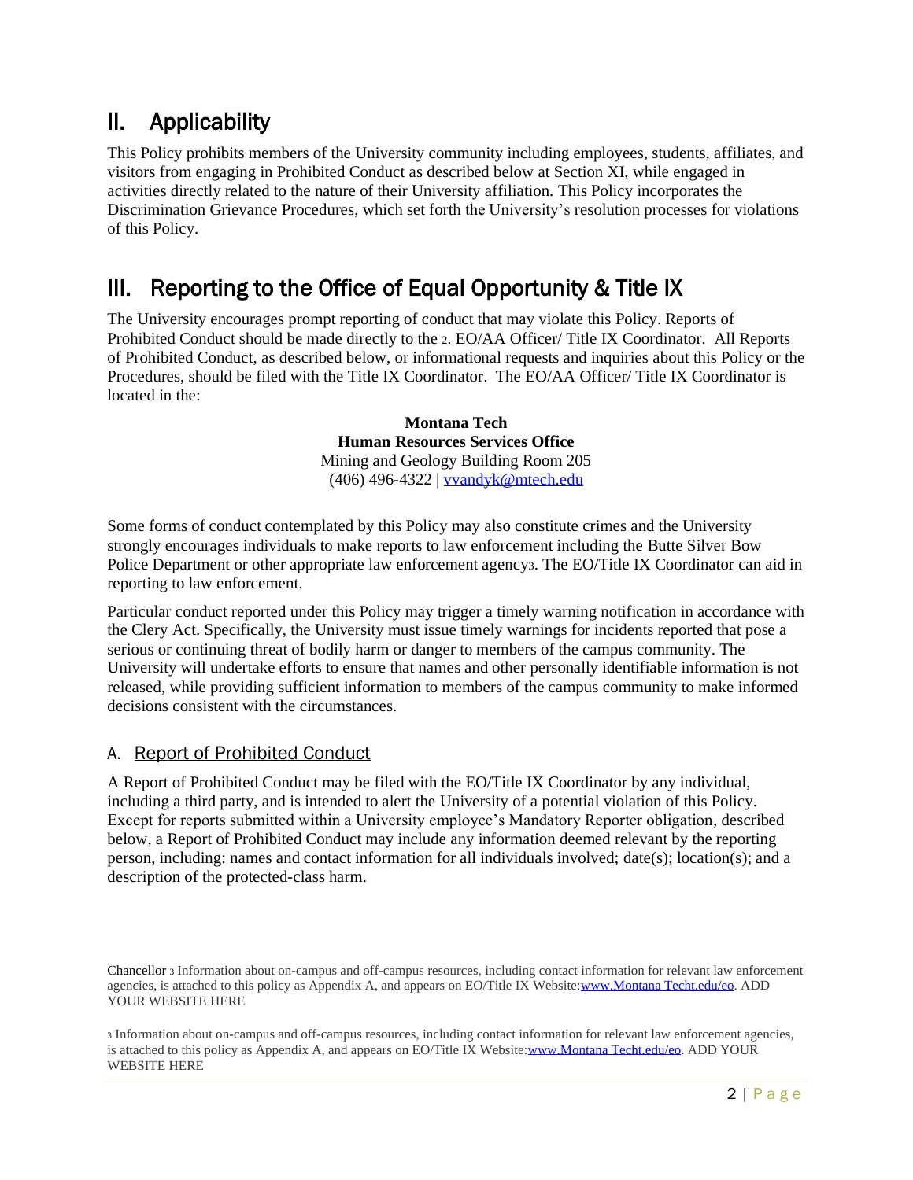## II. Applicability

This Policy prohibits members of the University community including employees, students, affiliates, and visitors from engaging in Prohibited Conduct as described below at Section XI, while engaged in activities directly related to the nature of their University affiliation. This Policy incorporates the Discrimination Grievance Procedures, which set forth the University's resolution processes for violations of this Policy.

## III. Reporting to the Office of Equal Opportunity & Title IX

The University encourages prompt reporting of conduct that may violate this Policy. Reports of Prohibited Conduct should be made directly to the [2]. EO/AA Officer/ Title IX Coordinator. All Reports of Prohibited Conduct, as described below, or informational requests and inquiries about this Policy or the Procedures, should be filed with the Title IX Coordinator. The EO/AA Officer/ Title IX Coordinator is located in the:

**Montana Tech**
**Human Resources Services Office**
Mining and Geology Building Room 205
(406) 496-4322 **|** vvandyk@mtech.edu

Some forms of conduct contemplated by this Policy may also constitute crimes and the University strongly encourages individuals to make reports to law enforcement including the Butte Silver Bow Police Department or other appropriate law enforcement agency[3]. The EO/Title IX Coordinator can aid in reporting to law enforcement.

Particular conduct reported under this Policy may trigger a timely warning notification in accordance with the Clery Act. Specifically, the University must issue timely warnings for incidents reported that pose a serious or continuing threat of bodily harm or danger to members of the campus community. The University will undertake efforts to ensure that names and other personally identifiable information is not released, while providing sufficient information to members of the campus community to make informed decisions consistent with the circumstances.

### A. Report of Prohibited Conduct

A Report of Prohibited Conduct may be filed with the EO/Title IX Coordinator by any individual, including a third party, and is intended to alert the University of a potential violation of this Policy. Except for reports submitted within a University employee's Mandatory Reporter obligation, described below, a Report of Prohibited Conduct may include any information deemed relevant by the reporting person, including: names and contact information for all individuals involved; date(s); location(s); and a description of the protected-class harm.

---

Chancellor [3] Information about on-campus and off-campus resources, including contact information for relevant law enforcement agencies, is attached to this policy as Appendix A, and appears on EO/Title IX Website:www.Montana Techt.edu/eo. ADD YOUR WEBSITE HERE

[3] Information about on-campus and off-campus resources, including contact information for relevant law enforcement agencies, is attached to this policy as Appendix A, and appears on EO/Title IX Website:www.Montana Techt.edu/eo. ADD YOUR WEBSITE HERE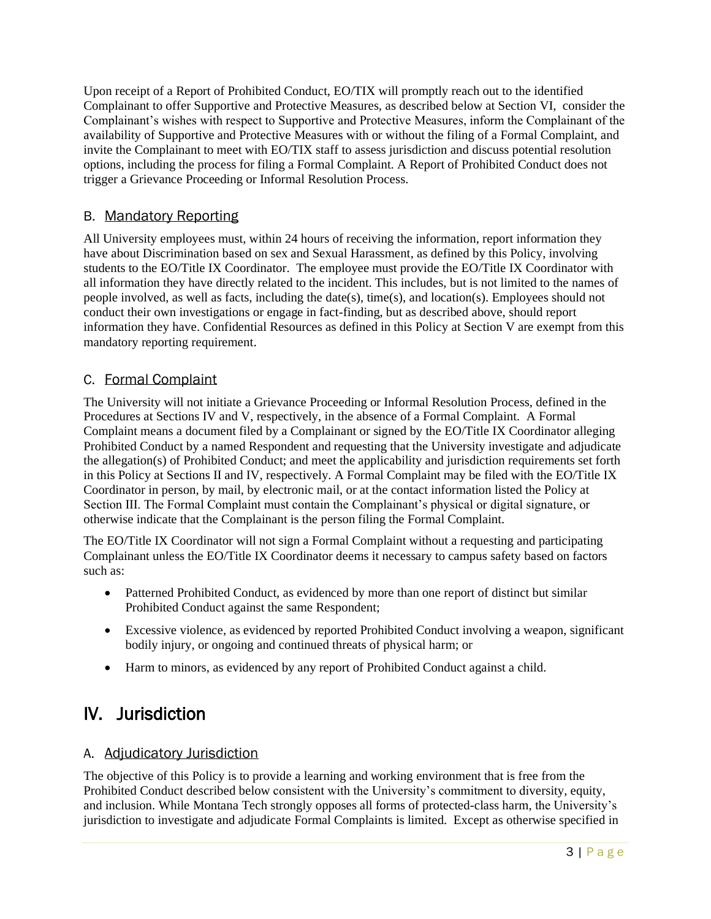Upon receipt of a Report of Prohibited Conduct, EO/TIX will promptly reach out to the identified Complainant to offer Supportive and Protective Measures, as described below at Section VI, consider the Complainant's wishes with respect to Supportive and Protective Measures, inform the Complainant of the availability of Supportive and Protective Measures with or without the filing of a Formal Complaint, and invite the Complainant to meet with EO/TIX staff to assess jurisdiction and discuss potential resolution options, including the process for filing a Formal Complaint. A Report of Prohibited Conduct does not trigger a Grievance Proceeding or Informal Resolution Process.

### B. Mandatory Reporting

All University employees must, within 24 hours of receiving the information, report information they have about Discrimination based on sex and Sexual Harassment, as defined by this Policy, involving students to the EO/Title IX Coordinator. The employee must provide the EO/Title IX Coordinator with all information they have directly related to the incident. This includes, but is not limited to the names of people involved, as well as facts, including the date(s), time(s), and location(s). Employees should not conduct their own investigations or engage in fact-finding, but as described above, should report information they have. Confidential Resources as defined in this Policy at Section V are exempt from this mandatory reporting requirement.

### C. Formal Complaint

The University will not initiate a Grievance Proceeding or Informal Resolution Process, defined in the Procedures at Sections IV and V, respectively, in the absence of a Formal Complaint. A Formal Complaint means a document filed by a Complainant or signed by the EO/Title IX Coordinator alleging Prohibited Conduct by a named Respondent and requesting that the University investigate and adjudicate the allegation(s) of Prohibited Conduct; and meet the applicability and jurisdiction requirements set forth in this Policy at Sections II and IV, respectively. A Formal Complaint may be filed with the EO/Title IX Coordinator in person, by mail, by electronic mail, or at the contact information listed the Policy at Section III. The Formal Complaint must contain the Complainant's physical or digital signature, or otherwise indicate that the Complainant is the person filing the Formal Complaint.

The EO/Title IX Coordinator will not sign a Formal Complaint without a requesting and participating Complainant unless the EO/Title IX Coordinator deems it necessary to campus safety based on factors such as:

- Patterned Prohibited Conduct, as evidenced by more than one report of distinct but similar Prohibited Conduct against the same Respondent;
- Excessive violence, as evidenced by reported Prohibited Conduct involving a weapon, significant bodily injury, or ongoing and continued threats of physical harm; or
- Harm to minors, as evidenced by any report of Prohibited Conduct against a child.

## IV. Jurisdiction

### A. Adjudicatory Jurisdiction

The objective of this Policy is to provide a learning and working environment that is free from the Prohibited Conduct described below consistent with the University's commitment to diversity, equity, and inclusion. While Montana Tech strongly opposes all forms of protected-class harm, the University's jurisdiction to investigate and adjudicate Formal Complaints is limited. Except as otherwise specified in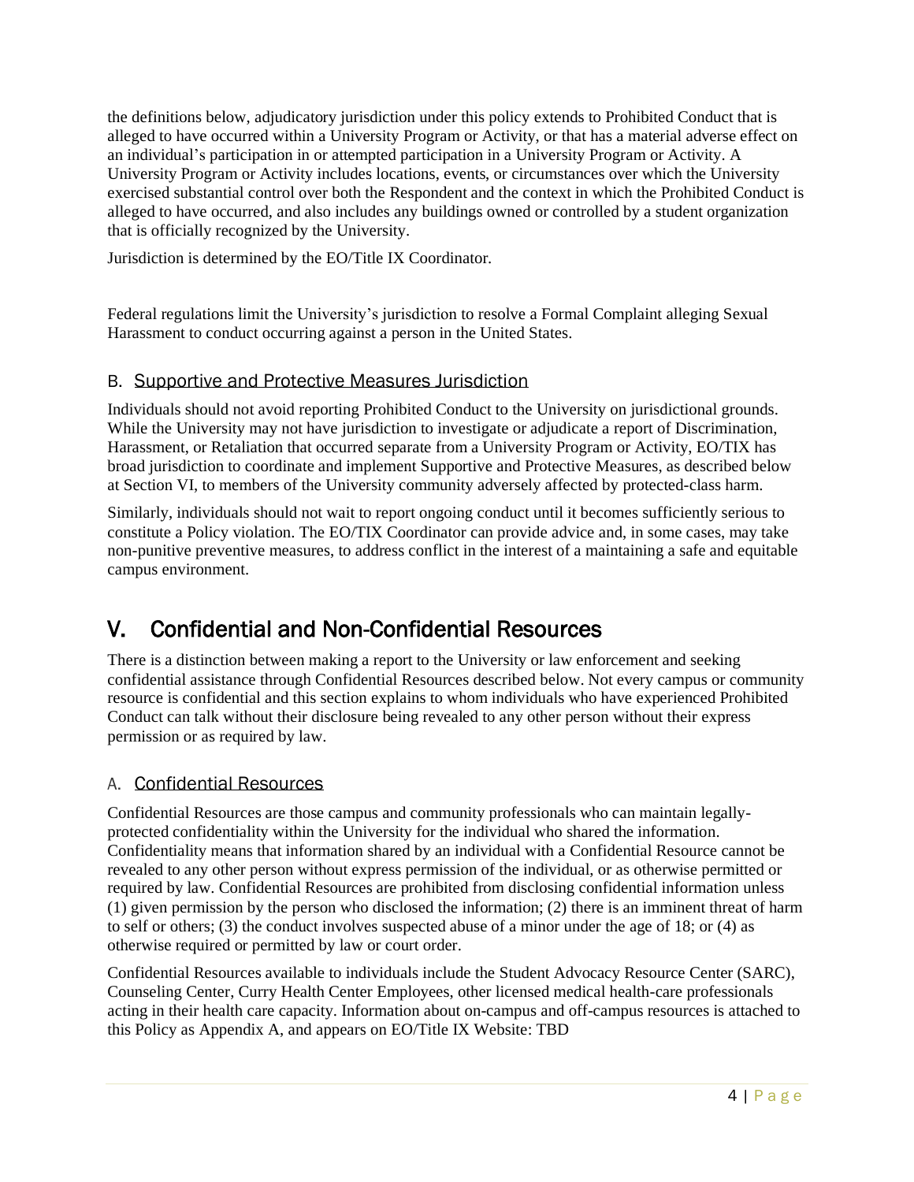the definitions below, adjudicatory jurisdiction under this policy extends to Prohibited Conduct that is alleged to have occurred within a University Program or Activity, or that has a material adverse effect on an individual's participation in or attempted participation in a University Program or Activity. A University Program or Activity includes locations, events, or circumstances over which the University exercised substantial control over both the Respondent and the context in which the Prohibited Conduct is alleged to have occurred, and also includes any buildings owned or controlled by a student organization that is officially recognized by the University.

Jurisdiction is determined by the EO/Title IX Coordinator.

Federal regulations limit the University's jurisdiction to resolve a Formal Complaint alleging Sexual Harassment to conduct occurring against a person in the United States.

### B. Supportive and Protective Measures Jurisdiction

Individuals should not avoid reporting Prohibited Conduct to the University on jurisdictional grounds. While the University may not have jurisdiction to investigate or adjudicate a report of Discrimination, Harassment, or Retaliation that occurred separate from a University Program or Activity, EO/TIX has broad jurisdiction to coordinate and implement Supportive and Protective Measures, as described below at Section VI, to members of the University community adversely affected by protected-class harm.

Similarly, individuals should not wait to report ongoing conduct until it becomes sufficiently serious to constitute a Policy violation. The EO/TIX Coordinator can provide advice and, in some cases, may take non-punitive preventive measures, to address conflict in the interest of a maintaining a safe and equitable campus environment.

## V. Confidential and Non-Confidential Resources

There is a distinction between making a report to the University or law enforcement and seeking confidential assistance through Confidential Resources described below. Not every campus or community resource is confidential and this section explains to whom individuals who have experienced Prohibited Conduct can talk without their disclosure being revealed to any other person without their express permission or as required by law.

### A. Confidential Resources

Confidential Resources are those campus and community professionals who can maintain legally-protected confidentiality within the University for the individual who shared the information. Confidentiality means that information shared by an individual with a Confidential Resource cannot be revealed to any other person without express permission of the individual, or as otherwise permitted or required by law. Confidential Resources are prohibited from disclosing confidential information unless (1) given permission by the person who disclosed the information; (2) there is an imminent threat of harm to self or others; (3) the conduct involves suspected abuse of a minor under the age of 18; or (4) as otherwise required or permitted by law or court order.

Confidential Resources available to individuals include the Student Advocacy Resource Center (SARC), Counseling Center, Curry Health Center Employees, other licensed medical health-care professionals acting in their health care capacity. Information about on-campus and off-campus resources is attached to this Policy as Appendix A, and appears on EO/Title IX Website: TBD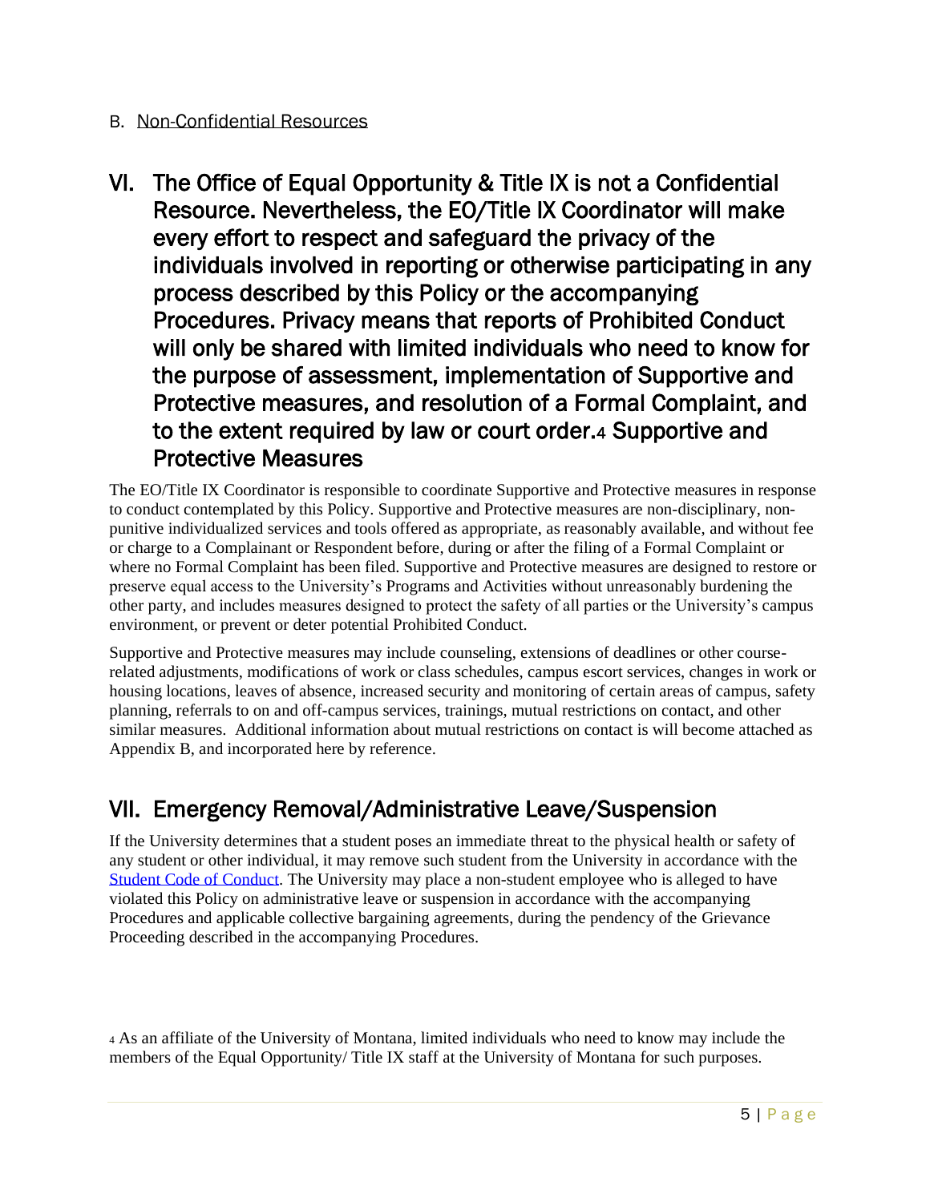B. <u>Non-Confidential Resources</u>

## VI. The Office of Equal Opportunity & Title IX is not a Confidential Resource. Nevertheless, the EO/Title IX Coordinator will make every effort to respect and safeguard the privacy of the individuals involved in reporting or otherwise participating in any process described by this Policy or the accompanying Procedures. Privacy means that reports of Prohibited Conduct will only be shared with limited individuals who need to know for the purpose of assessment, implementation of Supportive and Protective measures, and resolution of a Formal Complaint, and to the extent required by law or court order.[4] Supportive and Protective Measures

The EO/Title IX Coordinator is responsible to coordinate Supportive and Protective measures in response to conduct contemplated by this Policy. Supportive and Protective measures are non-disciplinary, non-punitive individualized services and tools offered as appropriate, as reasonably available, and without fee or charge to a Complainant or Respondent before, during or after the filing of a Formal Complaint or where no Formal Complaint has been filed. Supportive and Protective measures are designed to restore or preserve equal access to the University's Programs and Activities without unreasonably burdening the other party, and includes measures designed to protect the safety of all parties or the University's campus environment, or prevent or deter potential Prohibited Conduct.

Supportive and Protective measures may include counseling, extensions of deadlines or other course-related adjustments, modifications of work or class schedules, campus escort services, changes in work or housing locations, leaves of absence, increased security and monitoring of certain areas of campus, safety planning, referrals to on and off-campus services, trainings, mutual restrictions on contact, and other similar measures. Additional information about mutual restrictions on contact is will become attached as Appendix B, and incorporated here by reference.

## VII. Emergency Removal/Administrative Leave/Suspension

If the University determines that a student poses an immediate threat to the physical health or safety of any student or other individual, it may remove such student from the University in accordance with the Student Code of Conduct. The University may place a non-student employee who is alleged to have violated this Policy on administrative leave or suspension in accordance with the accompanying Procedures and applicable collective bargaining agreements, during the pendency of the Grievance Proceeding described in the accompanying Procedures.

[4] As an affiliate of the University of Montana, limited individuals who need to know may include the members of the Equal Opportunity/ Title IX staff at the University of Montana for such purposes.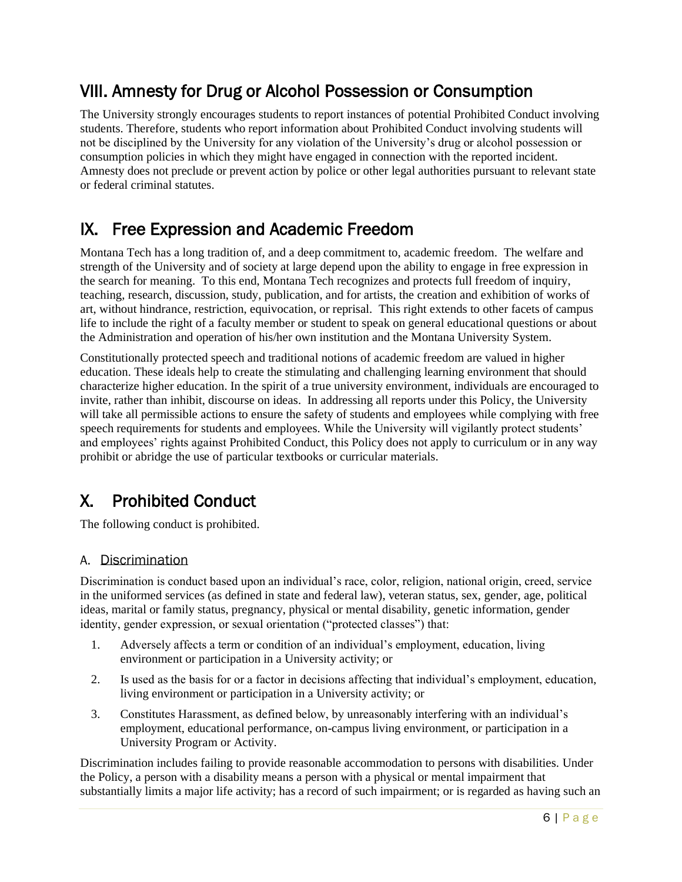## VIII. Amnesty for Drug or Alcohol Possession or Consumption

The University strongly encourages students to report instances of potential Prohibited Conduct involving students. Therefore, students who report information about Prohibited Conduct involving students will not be disciplined by the University for any violation of the University's drug or alcohol possession or consumption policies in which they might have engaged in connection with the reported incident. Amnesty does not preclude or prevent action by police or other legal authorities pursuant to relevant state or federal criminal statutes.

## IX. Free Expression and Academic Freedom

Montana Tech has a long tradition of, and a deep commitment to, academic freedom. The welfare and strength of the University and of society at large depend upon the ability to engage in free expression in the search for meaning. To this end, Montana Tech recognizes and protects full freedom of inquiry, teaching, research, discussion, study, publication, and for artists, the creation and exhibition of works of art, without hindrance, restriction, equivocation, or reprisal. This right extends to other facets of campus life to include the right of a faculty member or student to speak on general educational questions or about the Administration and operation of his/her own institution and the Montana University System.

Constitutionally protected speech and traditional notions of academic freedom are valued in higher education. These ideals help to create the stimulating and challenging learning environment that should characterize higher education. In the spirit of a true university environment, individuals are encouraged to invite, rather than inhibit, discourse on ideas. In addressing all reports under this Policy, the University will take all permissible actions to ensure the safety of students and employees while complying with free speech requirements for students and employees. While the University will vigilantly protect students' and employees' rights against Prohibited Conduct, this Policy does not apply to curriculum or in any way prohibit or abridge the use of particular textbooks or curricular materials.

## X. Prohibited Conduct

The following conduct is prohibited.

### A. Discrimination

Discrimination is conduct based upon an individual's race, color, religion, national origin, creed, service in the uniformed services (as defined in state and federal law), veteran status, sex, gender, age, political ideas, marital or family status, pregnancy, physical or mental disability, genetic information, gender identity, gender expression, or sexual orientation ("protected classes") that:

1. Adversely affects a term or condition of an individual's employment, education, living environment or participation in a University activity; or
2. Is used as the basis for or a factor in decisions affecting that individual's employment, education, living environment or participation in a University activity; or
3. Constitutes Harassment, as defined below, by unreasonably interfering with an individual's employment, educational performance, on-campus living environment, or participation in a University Program or Activity.

Discrimination includes failing to provide reasonable accommodation to persons with disabilities. Under the Policy, a person with a disability means a person with a physical or mental impairment that substantially limits a major life activity; has a record of such impairment; or is regarded as having such an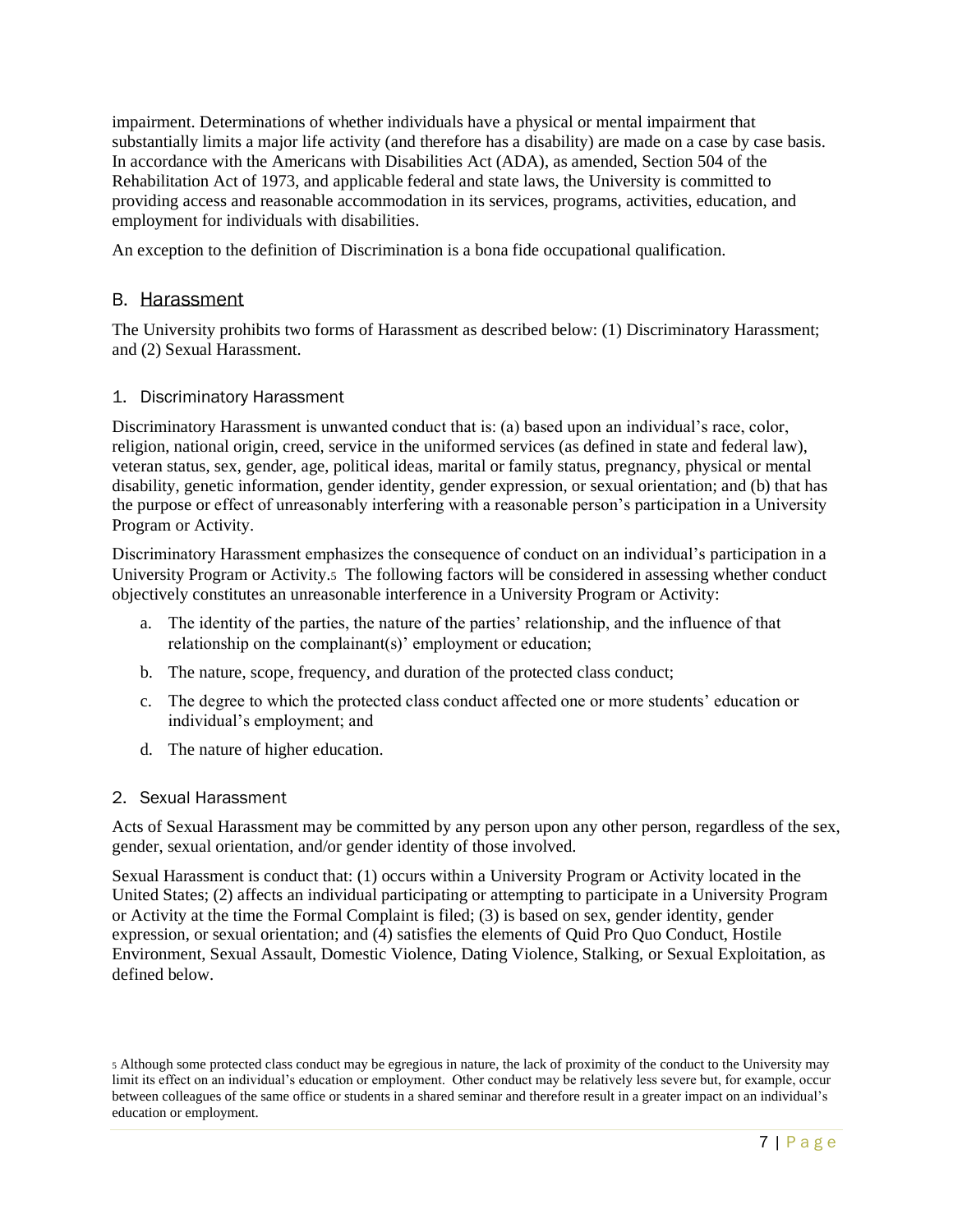impairment. Determinations of whether individuals have a physical or mental impairment that substantially limits a major life activity (and therefore has a disability) are made on a case by case basis. In accordance with the Americans with Disabilities Act (ADA), as amended, Section 504 of the Rehabilitation Act of 1973, and applicable federal and state laws, the University is committed to providing access and reasonable accommodation in its services, programs, activities, education, and employment for individuals with disabilities.

An exception to the definition of Discrimination is a bona fide occupational qualification.

## B. Harassment

The University prohibits two forms of Harassment as described below: (1) Discriminatory Harassment; and (2) Sexual Harassment.

### 1. Discriminatory Harassment

Discriminatory Harassment is unwanted conduct that is: (a) based upon an individual's race, color, religion, national origin, creed, service in the uniformed services (as defined in state and federal law), veteran status, sex, gender, age, political ideas, marital or family status, pregnancy, physical or mental disability, genetic information, gender identity, gender expression, or sexual orientation; and (b) that has the purpose or effect of unreasonably interfering with a reasonable person's participation in a University Program or Activity.

Discriminatory Harassment emphasizes the consequence of conduct on an individual's participation in a University Program or Activity.[5] The following factors will be considered in assessing whether conduct objectively constitutes an unreasonable interference in a University Program or Activity:

a. The identity of the parties, the nature of the parties' relationship, and the influence of that relationship on the complainant(s)' employment or education;

b. The nature, scope, frequency, and duration of the protected class conduct;

c. The degree to which the protected class conduct affected one or more students' education or individual's employment; and

d. The nature of higher education.

### 2. Sexual Harassment

Acts of Sexual Harassment may be committed by any person upon any other person, regardless of the sex, gender, sexual orientation, and/or gender identity of those involved.

Sexual Harassment is conduct that: (1) occurs within a University Program or Activity located in the United States; (2) affects an individual participating or attempting to participate in a University Program or Activity at the time the Formal Complaint is filed; (3) is based on sex, gender identity, gender expression, or sexual orientation; and (4) satisfies the elements of Quid Pro Quo Conduct, Hostile Environment, Sexual Assault, Domestic Violence, Dating Violence, Stalking, or Sexual Exploitation, as defined below.

[5] Although some protected class conduct may be egregious in nature, the lack of proximity of the conduct to the University may limit its effect on an individual's education or employment. Other conduct may be relatively less severe but, for example, occur between colleagues of the same office or students in a shared seminar and therefore result in a greater impact on an individual's education or employment.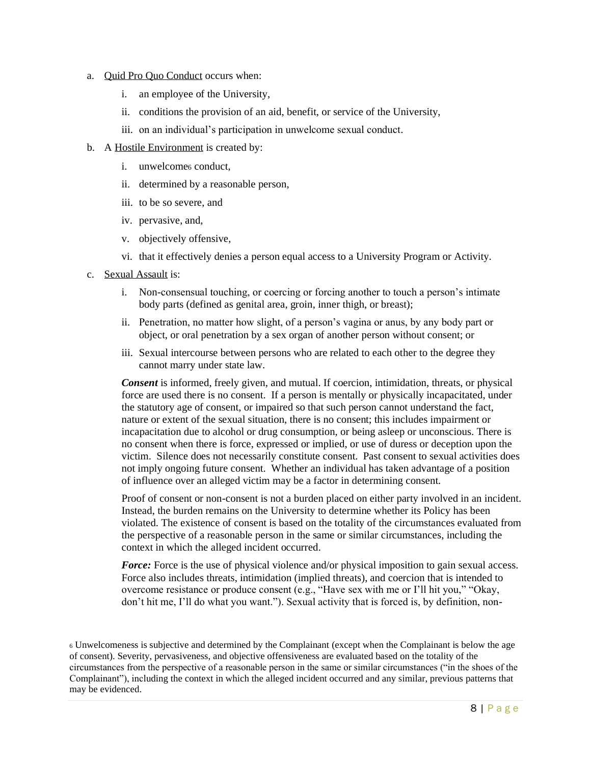a. <u>Quid Pro Quo Conduct</u> occurs when:

   i. an employee of the University,

   ii. conditions the provision of an aid, benefit, or service of the University,

   iii. on an individual's participation in unwelcome sexual conduct.

b. A <u>Hostile Environment</u> is created by:

   i. unwelcome[6] conduct,

   ii. determined by a reasonable person,

   iii. to be so severe, and

   iv. pervasive, and,

   v. objectively offensive,

   vi. that it effectively denies a person equal access to a University Program or Activity.

c. <u>Sexual Assault</u> is:

   i. Non-consensual touching, or coercing or forcing another to touch a person's intimate body parts (defined as genital area, groin, inner thigh, or breast);

   ii. Penetration, no matter how slight, of a person's vagina or anus, by any body part or object, or oral penetration by a sex organ of another person without consent; or

   iii. Sexual intercourse between persons who are related to each other to the degree they cannot marry under state law.

   ***Consent*** is informed, freely given, and mutual. If coercion, intimidation, threats, or physical force are used there is no consent. If a person is mentally or physically incapacitated, under the statutory age of consent, or impaired so that such person cannot understand the fact, nature or extent of the sexual situation, there is no consent; this includes impairment or incapacitation due to alcohol or drug consumption, or being asleep or unconscious. There is no consent when there is force, expressed or implied, or use of duress or deception upon the victim. Silence does not necessarily constitute consent. Past consent to sexual activities does not imply ongoing future consent. Whether an individual has taken advantage of a position of influence over an alleged victim may be a factor in determining consent.

   Proof of consent or non-consent is not a burden placed on either party involved in an incident. Instead, the burden remains on the University to determine whether its Policy has been violated. The existence of consent is based on the totality of the circumstances evaluated from the perspective of a reasonable person in the same or similar circumstances, including the context in which the alleged incident occurred.

   ***Force:*** Force is the use of physical violence and/or physical imposition to gain sexual access. Force also includes threats, intimidation (implied threats), and coercion that is intended to overcome resistance or produce consent (e.g., "Have sex with me or I'll hit you," "Okay, don't hit me, I'll do what you want."). Sexual activity that is forced is, by definition, non-

[6] Unwelcomeness is subjective and determined by the Complainant (except when the Complainant is below the age of consent). Severity, pervasiveness, and objective offensiveness are evaluated based on the totality of the circumstances from the perspective of a reasonable person in the same or similar circumstances ("in the shoes of the Complainant"), including the context in which the alleged incident occurred and any similar, previous patterns that may be evidenced.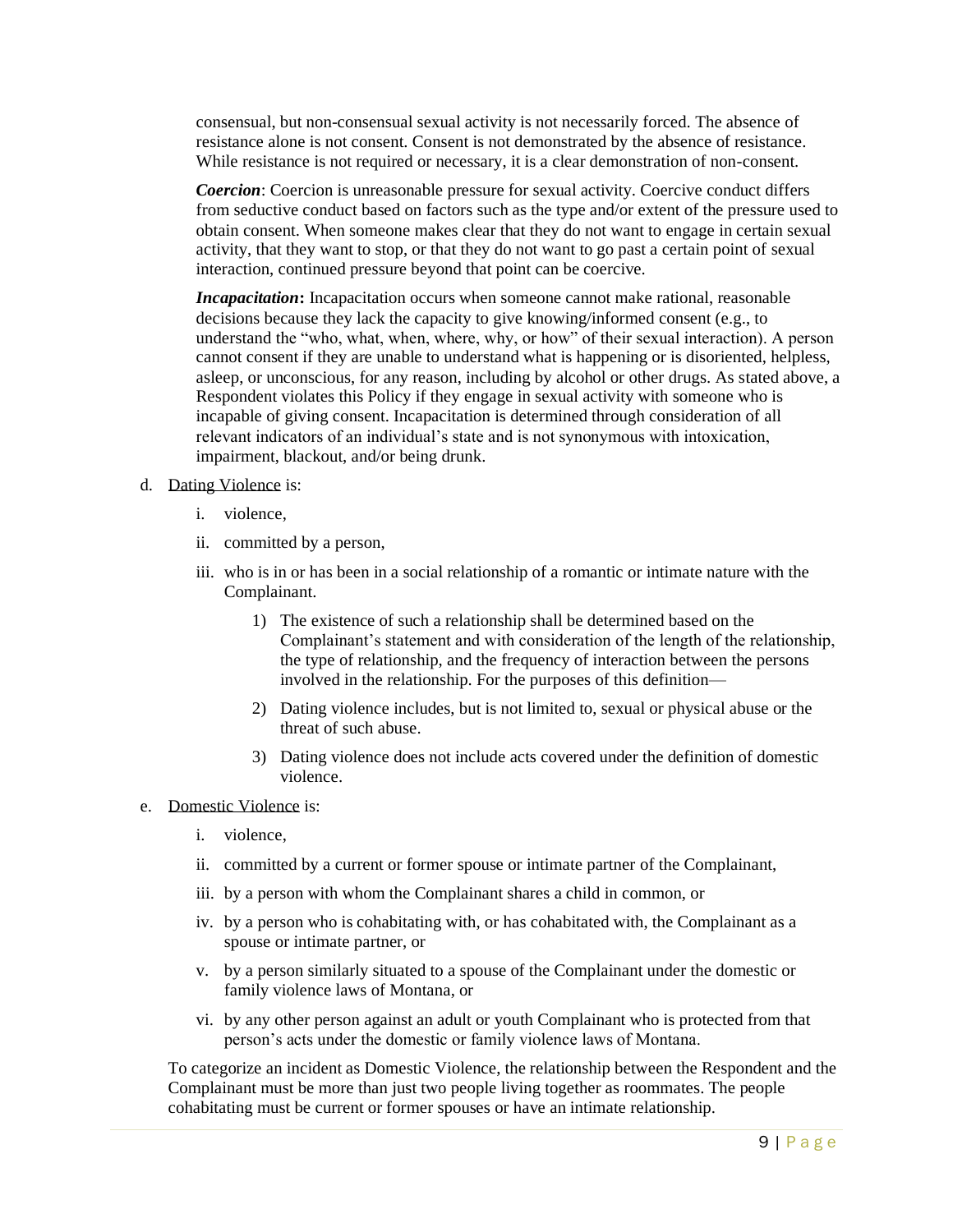consensual, but non-consensual sexual activity is not necessarily forced. The absence of resistance alone is not consent. Consent is not demonstrated by the absence of resistance. While resistance is not required or necessary, it is a clear demonstration of non-consent.

***Coercion***: Coercion is unreasonable pressure for sexual activity. Coercive conduct differs from seductive conduct based on factors such as the type and/or extent of the pressure used to obtain consent. When someone makes clear that they do not want to engage in certain sexual activity, that they want to stop, or that they do not want to go past a certain point of sexual interaction, continued pressure beyond that point can be coercive.

***Incapacitation*:** Incapacitation occurs when someone cannot make rational, reasonable decisions because they lack the capacity to give knowing/informed consent (e.g., to understand the "who, what, when, where, why, or how" of their sexual interaction). A person cannot consent if they are unable to understand what is happening or is disoriented, helpless, asleep, or unconscious, for any reason, including by alcohol or other drugs. As stated above, a Respondent violates this Policy if they engage in sexual activity with someone who is incapable of giving consent. Incapacitation is determined through consideration of all relevant indicators of an individual's state and is not synonymous with intoxication, impairment, blackout, and/or being drunk.

d. Dating Violence is:

   i. violence,

   ii. committed by a person,

   iii. who is in or has been in a social relationship of a romantic or intimate nature with the Complainant.

      1) The existence of such a relationship shall be determined based on the Complainant's statement and with consideration of the length of the relationship, the type of relationship, and the frequency of interaction between the persons involved in the relationship. For the purposes of this definition—

      2) Dating violence includes, but is not limited to, sexual or physical abuse or the threat of such abuse.

      3) Dating violence does not include acts covered under the definition of domestic violence.

e. Domestic Violence is:

   i. violence,

   ii. committed by a current or former spouse or intimate partner of the Complainant,

   iii. by a person with whom the Complainant shares a child in common, or

   iv. by a person who is cohabitating with, or has cohabitated with, the Complainant as a spouse or intimate partner, or

   v. by a person similarly situated to a spouse of the Complainant under the domestic or family violence laws of Montana, or

   vi. by any other person against an adult or youth Complainant who is protected from that person's acts under the domestic or family violence laws of Montana.

To categorize an incident as Domestic Violence, the relationship between the Respondent and the Complainant must be more than just two people living together as roommates. The people cohabitating must be current or former spouses or have an intimate relationship.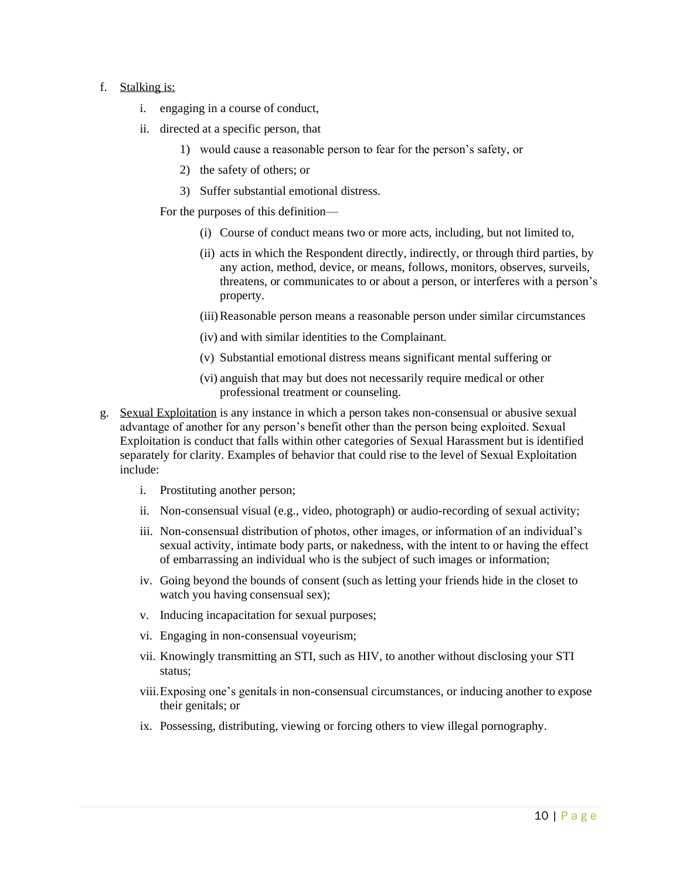f. <u>Stalking is:</u>

   i. engaging in a course of conduct,

   ii. directed at a specific person, that

      1) would cause a reasonable person to fear for the person's safety, or

      2) the safety of others; or

      3) Suffer substantial emotional distress.

   For the purposes of this definition—

      (i) Course of conduct means two or more acts, including, but not limited to,

      (ii) acts in which the Respondent directly, indirectly, or through third parties, by any action, method, device, or means, follows, monitors, observes, surveils, threatens, or communicates to or about a person, or interferes with a person's property.

      (iii) Reasonable person means a reasonable person under similar circumstances

      (iv) and with similar identities to the Complainant.

      (v) Substantial emotional distress means significant mental suffering or

      (vi) anguish that may but does not necessarily require medical or other professional treatment or counseling.

g. <u>Sexual Exploitation</u> is any instance in which a person takes non-consensual or abusive sexual advantage of another for any person's benefit other than the person being exploited. Sexual Exploitation is conduct that falls within other categories of Sexual Harassment but is identified separately for clarity. Examples of behavior that could rise to the level of Sexual Exploitation include:

   i. Prostituting another person;

   ii. Non-consensual visual (e.g., video, photograph) or audio-recording of sexual activity;

   iii. Non-consensual distribution of photos, other images, or information of an individual's sexual activity, intimate body parts, or nakedness, with the intent to or having the effect of embarrassing an individual who is the subject of such images or information;

   iv. Going beyond the bounds of consent (such as letting your friends hide in the closet to watch you having consensual sex);

   v. Inducing incapacitation for sexual purposes;

   vi. Engaging in non-consensual voyeurism;

   vii. Knowingly transmitting an STI, such as HIV, to another without disclosing your STI status;

   viii. Exposing one's genitals in non-consensual circumstances, or inducing another to expose their genitals; or

   ix. Possessing, distributing, viewing or forcing others to view illegal pornography.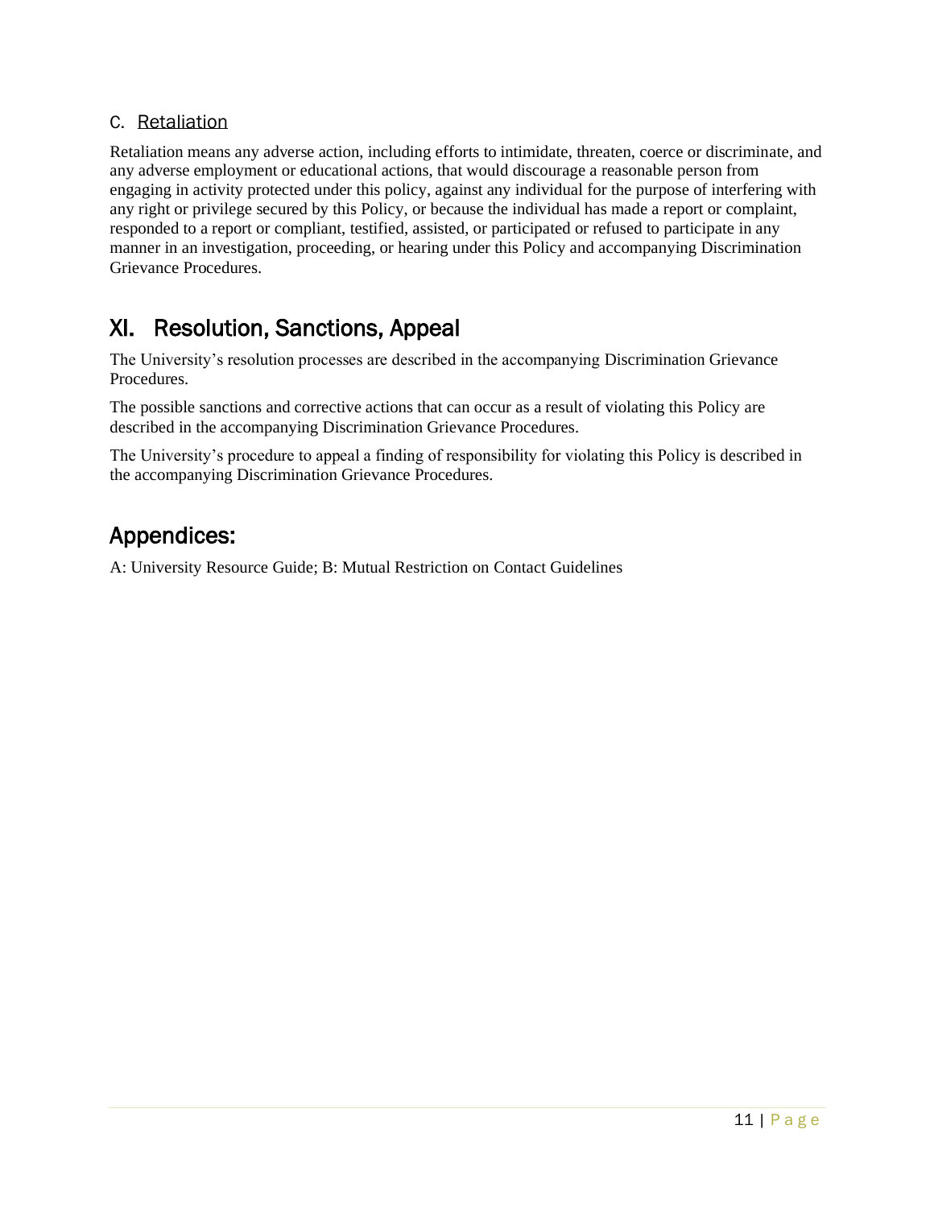### C. Retaliation

Retaliation means any adverse action, including efforts to intimidate, threaten, coerce or discriminate, and any adverse employment or educational actions, that would discourage a reasonable person from engaging in activity protected under this policy, against any individual for the purpose of interfering with any right or privilege secured by this Policy, or because the individual has made a report or complaint, responded to a report or compliant, testified, assisted, or participated or refused to participate in any manner in an investigation, proceeding, or hearing under this Policy and accompanying Discrimination Grievance Procedures.

## XI. Resolution, Sanctions, Appeal

The University's resolution processes are described in the accompanying Discrimination Grievance Procedures.

The possible sanctions and corrective actions that can occur as a result of violating this Policy are described in the accompanying Discrimination Grievance Procedures.

The University's procedure to appeal a finding of responsibility for violating this Policy is described in the accompanying Discrimination Grievance Procedures.

## Appendices:

A: University Resource Guide; B: Mutual Restriction on Contact Guidelines